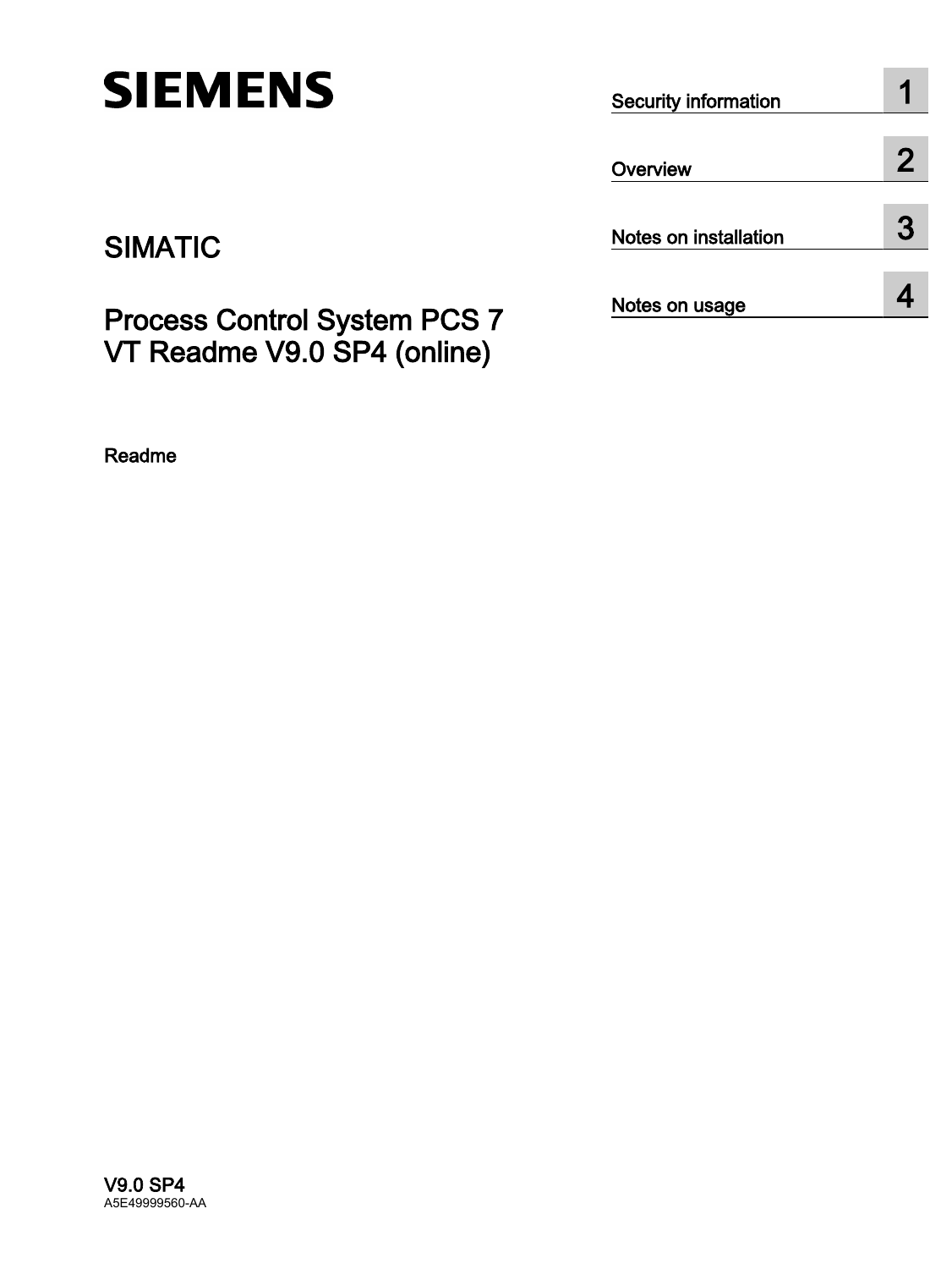SIEMENS

SIMATIC

# Process Control System PCS 7 VT Readme V9.0 SP4 (online)

Readme

| | |
|---|---|
| Security information | 1 |
| Overview | 2 |
| Notes on installation | 3 |
| Notes on usage | 4 |

V9.0 SP4

A5E49999560-AA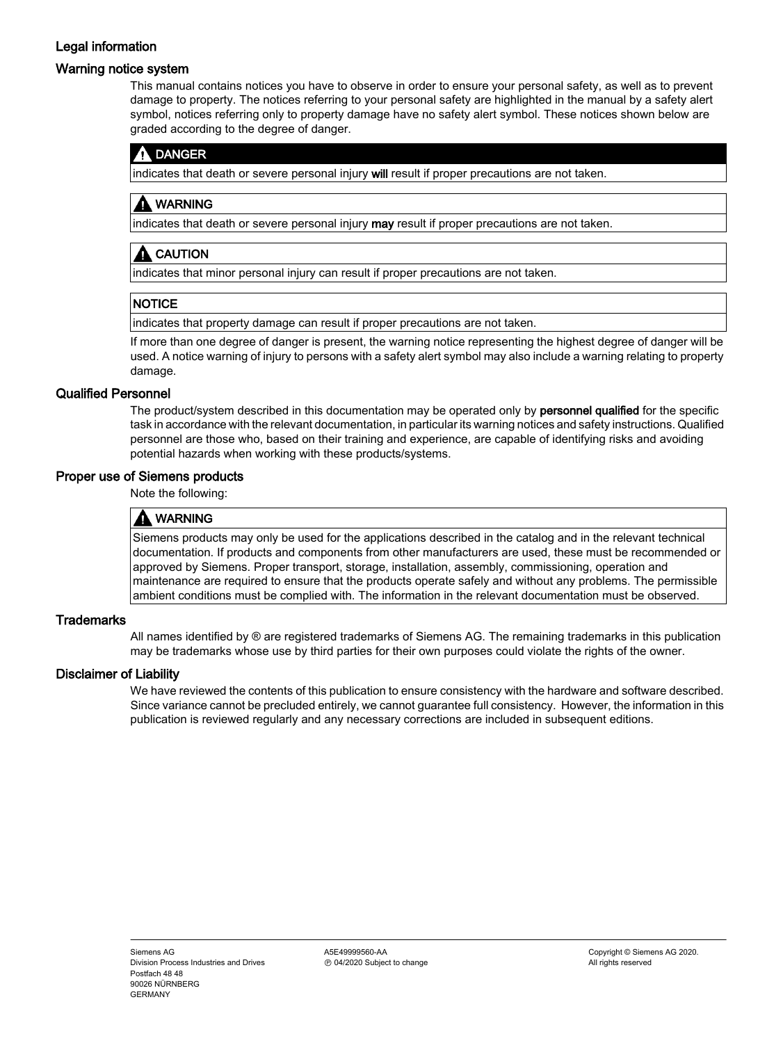## Legal information

### Warning notice system

This manual contains notices you have to observe in order to ensure your personal safety, as well as to prevent damage to property. The notices referring to your personal safety are highlighted in the manual by a safety alert symbol, notices referring only to property damage have no safety alert symbol. These notices shown below are graded according to the degree of danger.

**⚠ DANGER**

indicates that death or severe personal injury **will** result if proper precautions are not taken.

**⚠ WARNING**

indicates that death or severe personal injury **may** result if proper precautions are not taken.

**⚠ CAUTION**

indicates that minor personal injury can result if proper precautions are not taken.

**NOTICE**

indicates that property damage can result if proper precautions are not taken.

If more than one degree of danger is present, the warning notice representing the highest degree of danger will be used. A notice warning of injury to persons with a safety alert symbol may also include a warning relating to property damage.

### Qualified Personnel

The product/system described in this documentation may be operated only by **personnel qualified** for the specific task in accordance with the relevant documentation, in particular its warning notices and safety instructions. Qualified personnel are those who, based on their training and experience, are capable of identifying risks and avoiding potential hazards when working with these products/systems.

### Proper use of Siemens products

Note the following:

**⚠ WARNING**

Siemens products may only be used for the applications described in the catalog and in the relevant technical documentation. If products and components from other manufacturers are used, these must be recommended or approved by Siemens. Proper transport, storage, installation, assembly, commissioning, operation and maintenance are required to ensure that the products operate safely and without any problems. The permissible ambient conditions must be complied with. The information in the relevant documentation must be observed.

### Trademarks

All names identified by ® are registered trademarks of Siemens AG. The remaining trademarks in this publication may be trademarks whose use by third parties for their own purposes could violate the rights of the owner.

### Disclaimer of Liability

We have reviewed the contents of this publication to ensure consistency with the hardware and software described. Since variance cannot be precluded entirely, we cannot guarantee full consistency. However, the information in this publication is reviewed regularly and any necessary corrections are included in subsequent editions.

Siemens AG
Division Process Industries and Drives
Postfach 48 48
90026 NÜRNBERG
GERMANY

A5E49999560-AA
Ⓟ 04/2020 Subject to change

Copyright © Siemens AG 2020.
All rights reserved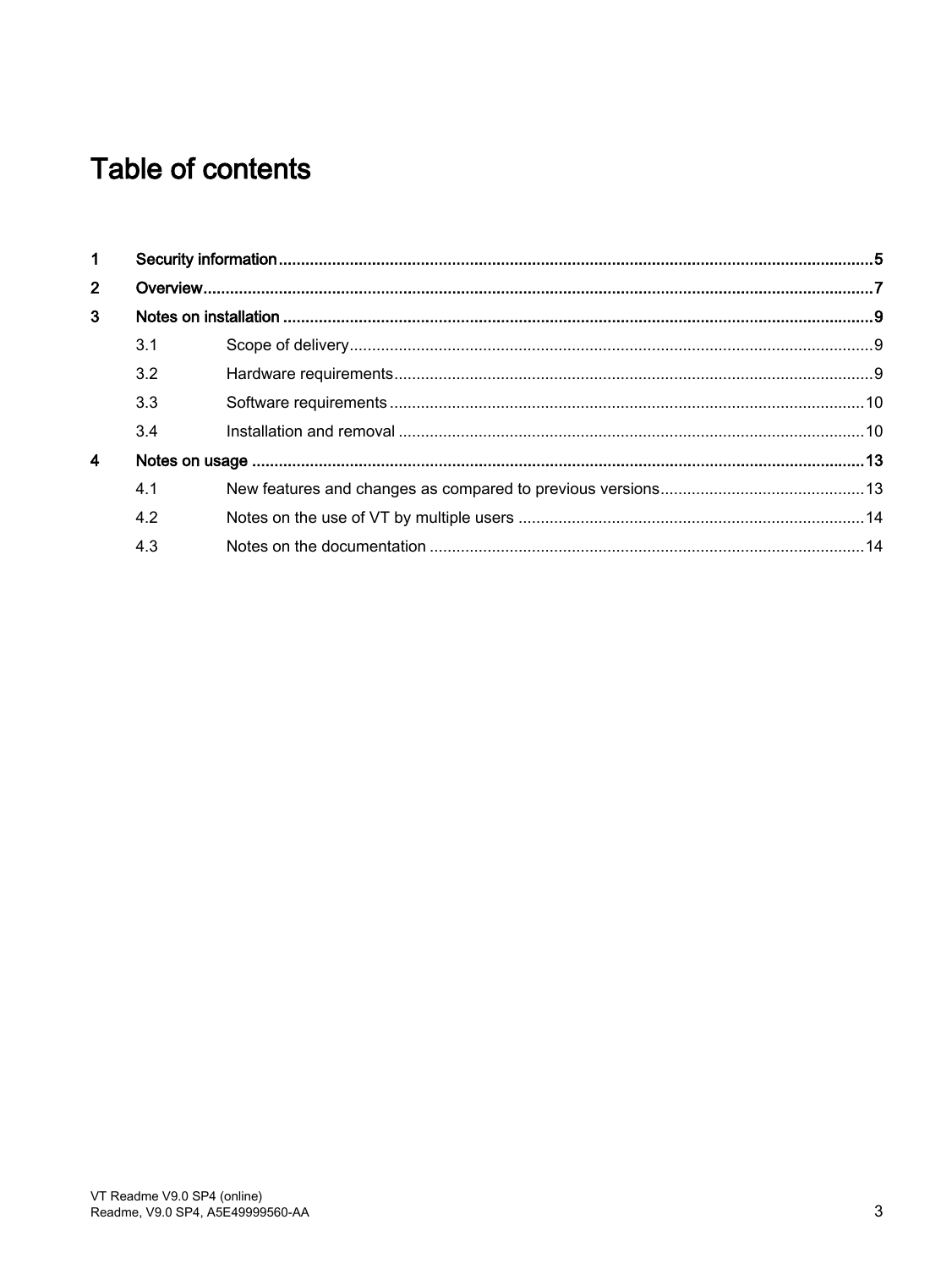# Table of contents

**1 Security information .......... 5**

**2 Overview .......... 7**

**3 Notes on installation .......... 9**

- 3.1 Scope of delivery .......... 9
- 3.2 Hardware requirements .......... 9
- 3.3 Software requirements .......... 10
- 3.4 Installation and removal .......... 10

**4 Notes on usage .......... 13**

- 4.1 New features and changes as compared to previous versions .......... 13
- 4.2 Notes on the use of VT by multiple users .......... 14
- 4.3 Notes on the documentation .......... 14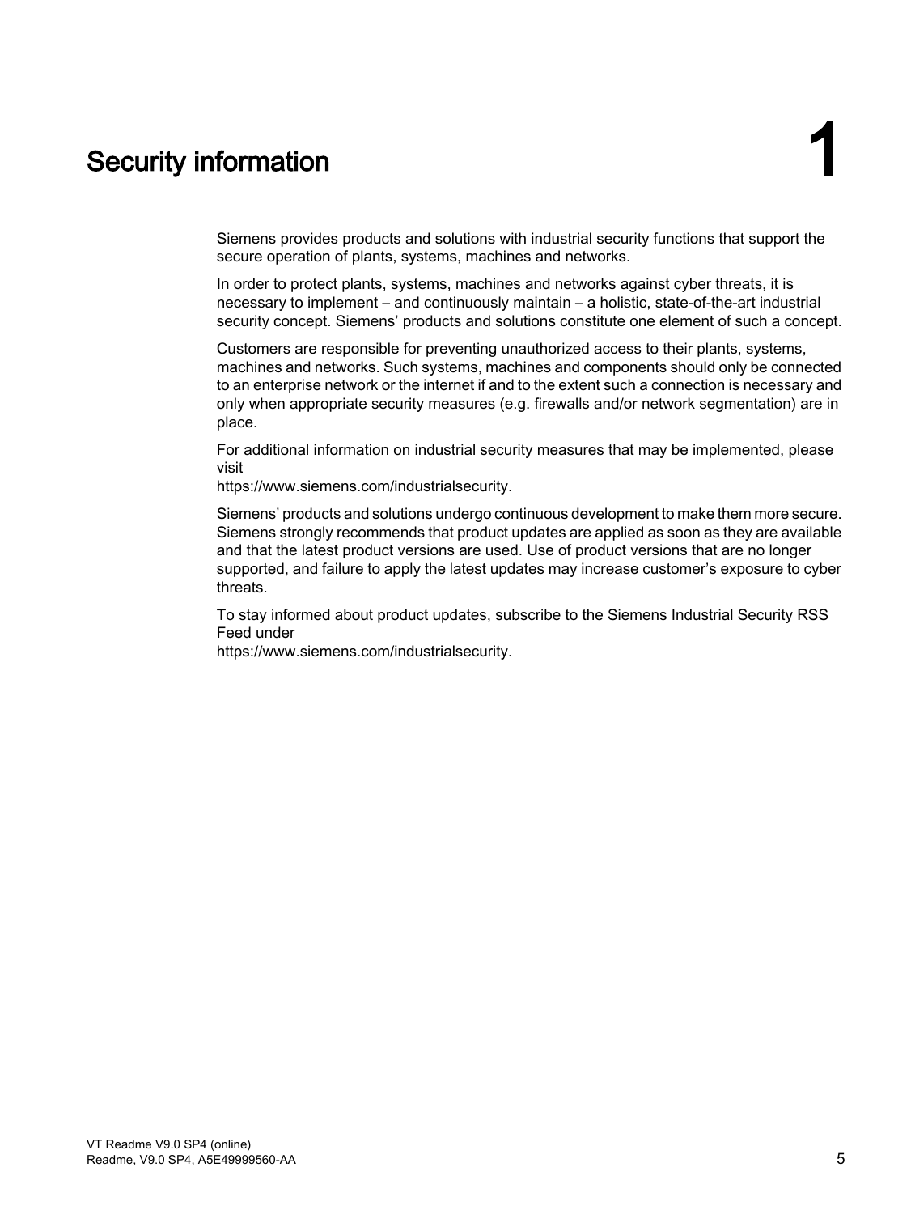# 1 Security information

Siemens provides products and solutions with industrial security functions that support the secure operation of plants, systems, machines and networks.

In order to protect plants, systems, machines and networks against cyber threats, it is necessary to implement – and continuously maintain – a holistic, state-of-the-art industrial security concept. Siemens' products and solutions constitute one element of such a concept.

Customers are responsible for preventing unauthorized access to their plants, systems, machines and networks. Such systems, machines and components should only be connected to an enterprise network or the internet if and to the extent such a connection is necessary and only when appropriate security measures (e.g. firewalls and/or network segmentation) are in place.

For additional information on industrial security measures that may be implemented, please visit
https://www.siemens.com/industrialsecurity.

Siemens' products and solutions undergo continuous development to make them more secure. Siemens strongly recommends that product updates are applied as soon as they are available and that the latest product versions are used. Use of product versions that are no longer supported, and failure to apply the latest updates may increase customer's exposure to cyber threats.

To stay informed about product updates, subscribe to the Siemens Industrial Security RSS Feed under
https://www.siemens.com/industrialsecurity.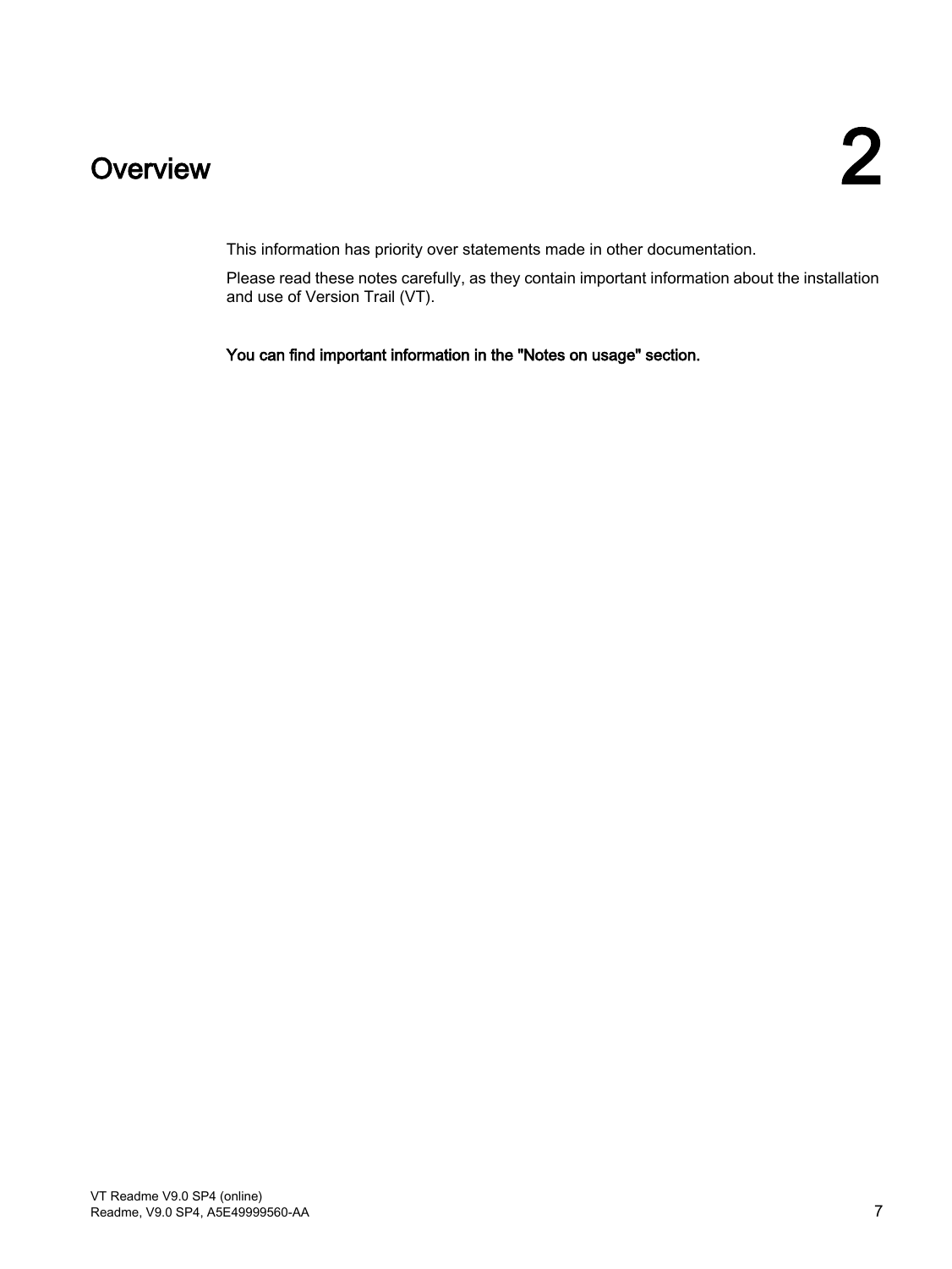# 2 Overview

This information has priority over statements made in other documentation.

Please read these notes carefully, as they contain important information about the installation and use of Version Trail (VT).

**You can find important information in the "Notes on usage" section.**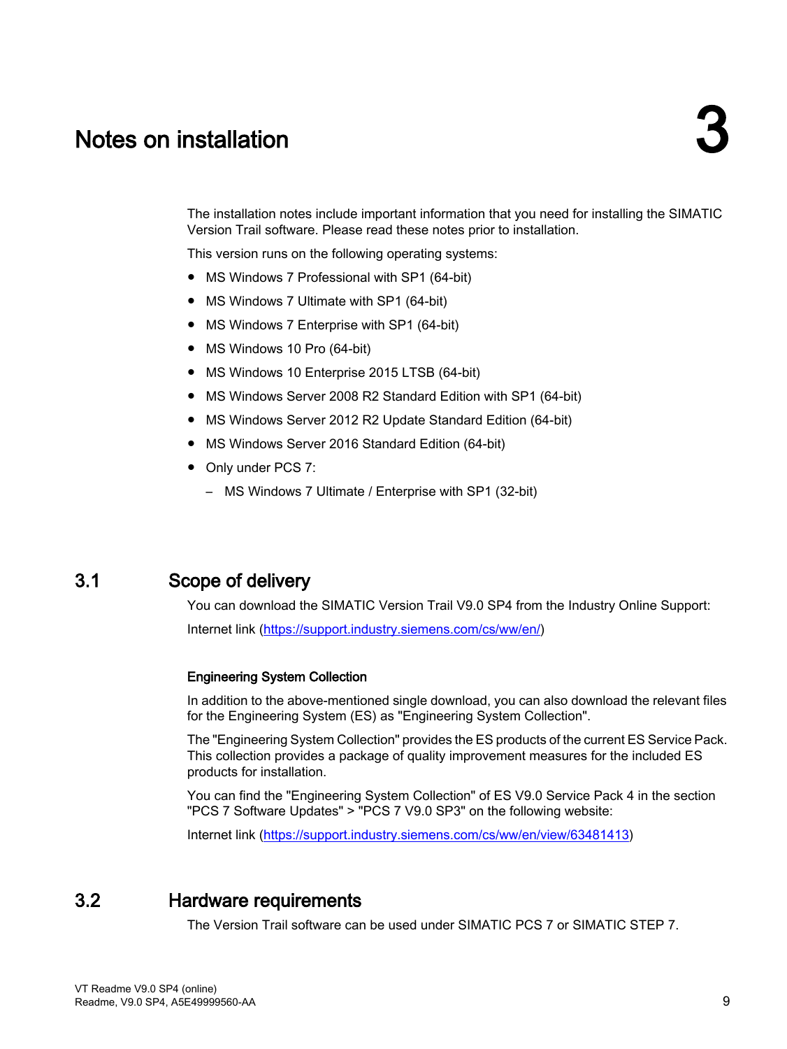# 3 Notes on installation

The installation notes include important information that you need for installing the SIMATIC Version Trail software. Please read these notes prior to installation.

This version runs on the following operating systems:

- MS Windows 7 Professional with SP1 (64-bit)
- MS Windows 7 Ultimate with SP1 (64-bit)
- MS Windows 7 Enterprise with SP1 (64-bit)
- MS Windows 10 Pro (64-bit)
- MS Windows 10 Enterprise 2015 LTSB (64-bit)
- MS Windows Server 2008 R2 Standard Edition with SP1 (64-bit)
- MS Windows Server 2012 R2 Update Standard Edition (64-bit)
- MS Windows Server 2016 Standard Edition (64-bit)
- Only under PCS 7:
  - MS Windows 7 Ultimate / Enterprise with SP1 (32-bit)

## 3.1 Scope of delivery

You can download the SIMATIC Version Trail V9.0 SP4 from the Industry Online Support:

Internet link (https://support.industry.siemens.com/cs/ww/en/)

### Engineering System Collection

In addition to the above-mentioned single download, you can also download the relevant files for the Engineering System (ES) as "Engineering System Collection".

The "Engineering System Collection" provides the ES products of the current ES Service Pack. This collection provides a package of quality improvement measures for the included ES products for installation.

You can find the "Engineering System Collection" of ES V9.0 Service Pack 4 in the section "PCS 7 Software Updates" > "PCS 7 V9.0 SP3" on the following website:

Internet link (https://support.industry.siemens.com/cs/ww/en/view/63481413)

## 3.2 Hardware requirements

The Version Trail software can be used under SIMATIC PCS 7 or SIMATIC STEP 7.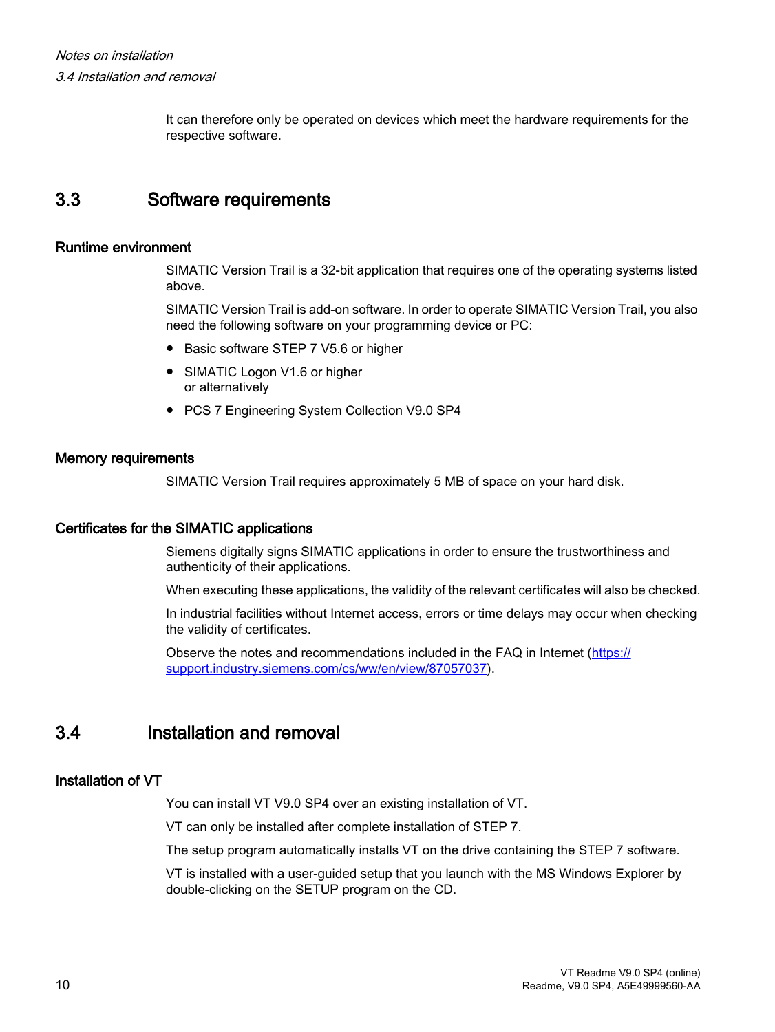It can therefore only be operated on devices which meet the hardware requirements for the respective software.

## 3.3 Software requirements

### Runtime environment

SIMATIC Version Trail is a 32-bit application that requires one of the operating systems listed above.

SIMATIC Version Trail is add-on software. In order to operate SIMATIC Version Trail, you also need the following software on your programming device or PC:

- Basic software STEP 7 V5.6 or higher
- SIMATIC Logon V1.6 or higher
  or alternatively
- PCS 7 Engineering System Collection V9.0 SP4

### Memory requirements

SIMATIC Version Trail requires approximately 5 MB of space on your hard disk.

### Certificates for the SIMATIC applications

Siemens digitally signs SIMATIC applications in order to ensure the trustworthiness and authenticity of their applications.

When executing these applications, the validity of the relevant certificates will also be checked.

In industrial facilities without Internet access, errors or time delays may occur when checking the validity of certificates.

Observe the notes and recommendations included in the FAQ in Internet (https://support.industry.siemens.com/cs/ww/en/view/87057037).

## 3.4 Installation and removal

### Installation of VT

You can install VT V9.0 SP4 over an existing installation of VT.

VT can only be installed after complete installation of STEP 7.

The setup program automatically installs VT on the drive containing the STEP 7 software.

VT is installed with a user-guided setup that you launch with the MS Windows Explorer by double-clicking on the SETUP program on the CD.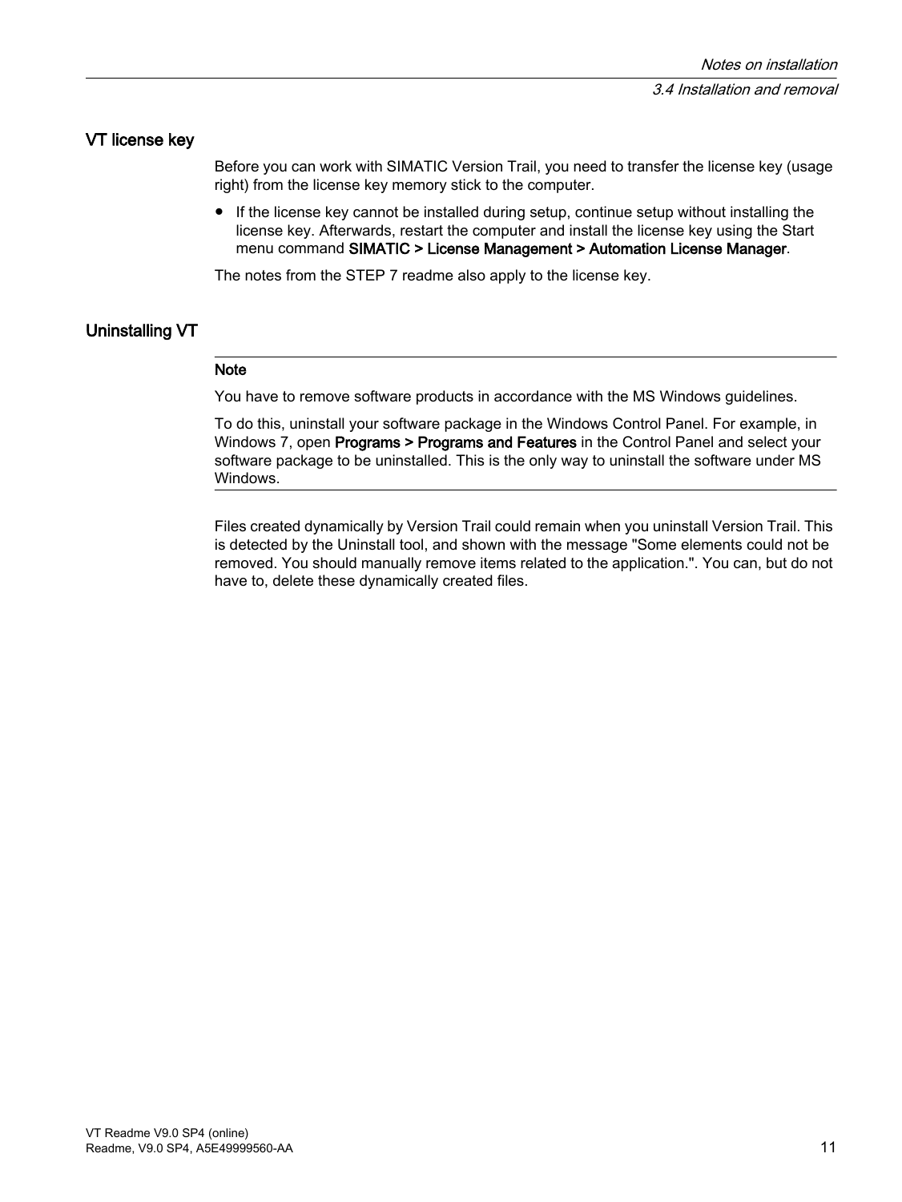### VT license key

Before you can work with SIMATIC Version Trail, you need to transfer the license key (usage right) from the license key memory stick to the computer.

- If the license key cannot be installed during setup, continue setup without installing the license key. Afterwards, restart the computer and install the license key using the Start menu command **SIMATIC > License Management > Automation License Manager**.

The notes from the STEP 7 readme also apply to the license key.

### Uninstalling VT

---

**Note**

You have to remove software products in accordance with the MS Windows guidelines.

To do this, uninstall your software package in the Windows Control Panel. For example, in Windows 7, open **Programs > Programs and Features** in the Control Panel and select your software package to be uninstalled. This is the only way to uninstall the software under MS Windows.

---

Files created dynamically by Version Trail could remain when you uninstall Version Trail. This is detected by the Uninstall tool, and shown with the message "Some elements could not be removed. You should manually remove items related to the application.". You can, but do not have to, delete these dynamically created files.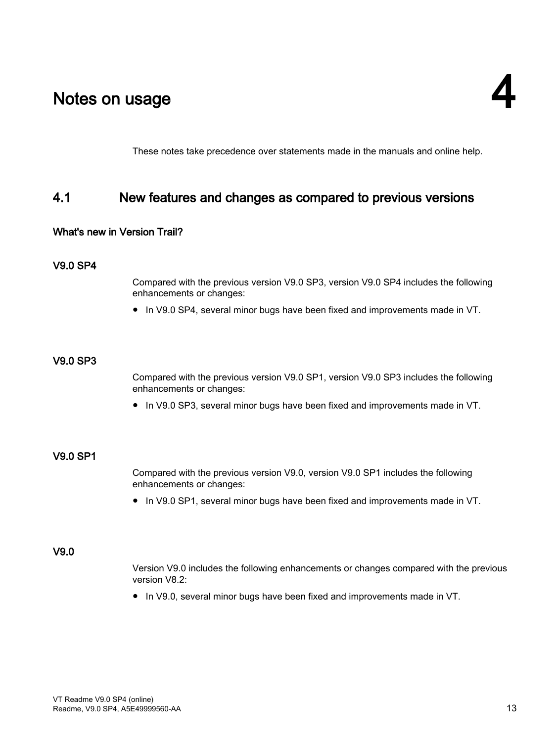# 4 Notes on usage

These notes take precedence over statements made in the manuals and online help.

## 4.1 New features and changes as compared to previous versions

### What's new in Version Trail?

#### V9.0 SP4

Compared with the previous version V9.0 SP3, version V9.0 SP4 includes the following enhancements or changes:

- In V9.0 SP4, several minor bugs have been fixed and improvements made in VT.

#### V9.0 SP3

Compared with the previous version V9.0 SP1, version V9.0 SP3 includes the following enhancements or changes:

- In V9.0 SP3, several minor bugs have been fixed and improvements made in VT.

#### V9.0 SP1

Compared with the previous version V9.0, version V9.0 SP1 includes the following enhancements or changes:

- In V9.0 SP1, several minor bugs have been fixed and improvements made in VT.

#### V9.0

Version V9.0 includes the following enhancements or changes compared with the previous version V8.2:

- In V9.0, several minor bugs have been fixed and improvements made in VT.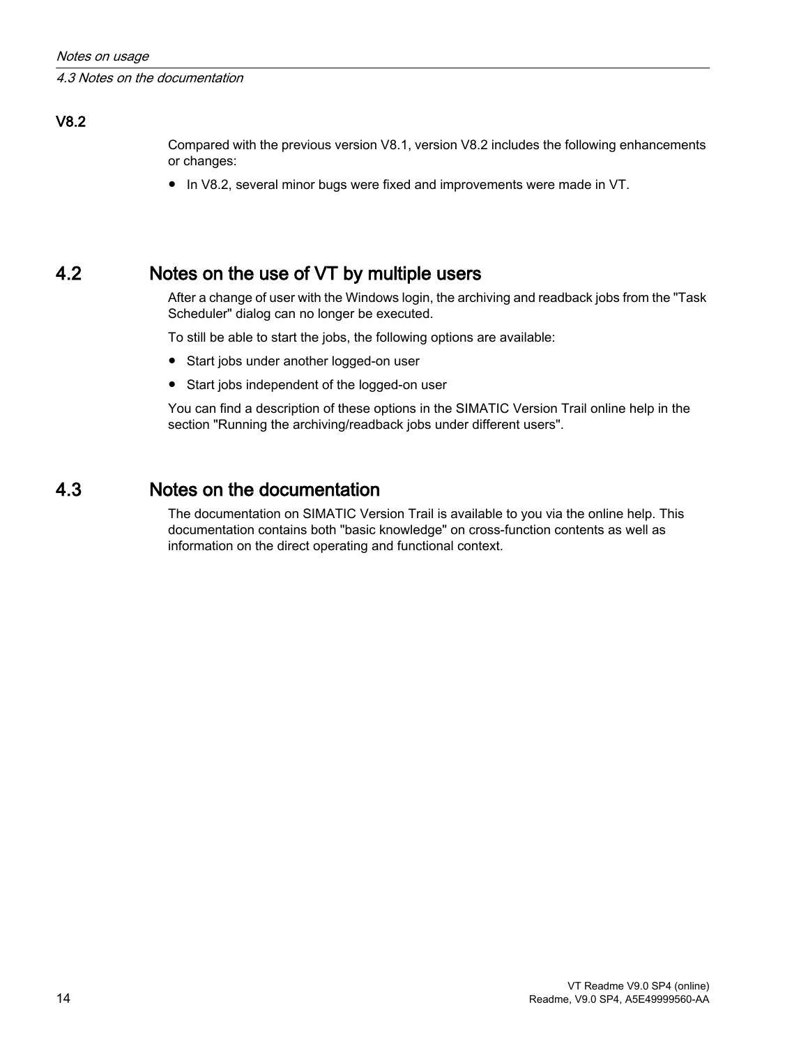### V8.2

Compared with the previous version V8.1, version V8.2 includes the following enhancements or changes:

- In V8.2, several minor bugs were fixed and improvements were made in VT.

## 4.2 Notes on the use of VT by multiple users

After a change of user with the Windows login, the archiving and readback jobs from the "Task Scheduler" dialog can no longer be executed.

To still be able to start the jobs, the following options are available:

- Start jobs under another logged-on user
- Start jobs independent of the logged-on user

You can find a description of these options in the SIMATIC Version Trail online help in the section "Running the archiving/readback jobs under different users".

## 4.3 Notes on the documentation

The documentation on SIMATIC Version Trail is available to you via the online help. This documentation contains both "basic knowledge" on cross-function contents as well as information on the direct operating and functional context.